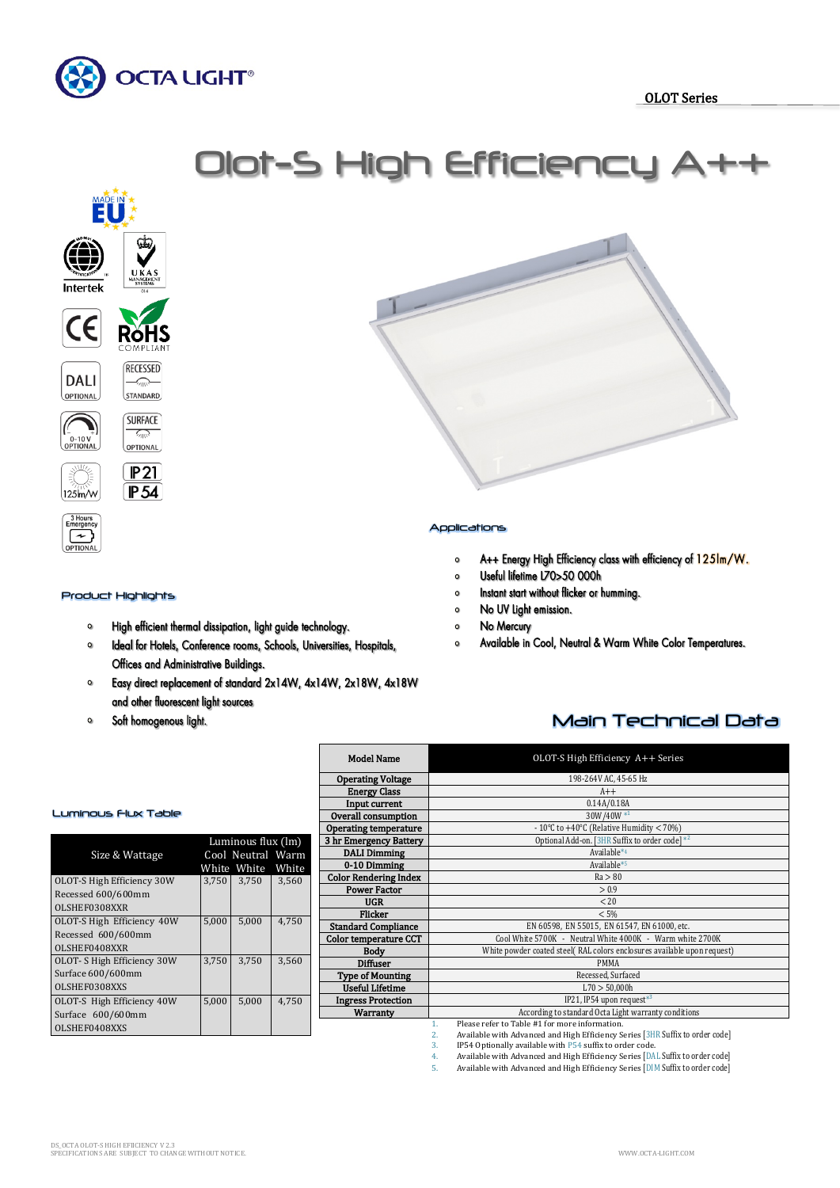OCTA LIGHT®

OLOT Series

# Olot-S High Efficiency A++

MADE IN EU

Intertek | UKAS MANAGEMENT SYSTEMS | CE | RoHS COMPLIANT | DALI OPTIONAL | RECESSED STANDARD | 0-10 V OPTIONAL | SURFACE OPTIONAL | 125lm/W | IP21 IP54 | 3 Hours Emergency OPTIONAL

## Applications

- A++ Energy High Efficiency class with efficiency of 125lm/W.
- Useful lifetime L70>50 000h
- Instant start without flicker or humming.
- No UV light emission.
- No Mercury
- Available in Cool, Neutral & Warm White Color Temperatures.

## Product Highlights

- High efficient thermal dissipation, light guide technology.
- Ideal for Hotels, Conference rooms, Schools, Universities, Hospitals, Offices and Administrative Buildings.
- Easy direct replacement of standard 2x14W, 4x14W, 2x18W, 4x18W and other fluorescent light sources
- Soft homogenous light.

## Luminous Flux Table

| Size & Wattage | Luminous flux (lm) | | |
|---|---|---|---|
| | Cool White | Neutral White | Warm White |
| OLOT-S High Efficiency 30W Recessed 600/600mm OLSHEF0308XXR | 3,750 | 3,750 | 3,560 |
| OLOT-S High Efficiency 40W Recessed 600/600mm OLSHEF0408XXR | 5,000 | 5,000 | 4,750 |
| OLOT- S High Efficiency 30W Surface 600/600mm OLSHEF0308XXS | 3,750 | 3,750 | 3,560 |
| OLOT-S High Efficiency 40W Surface 600/600mm OLSHEF0408XXS | 5,000 | 5,000 | 4,750 |

## Main Technical Data

| Model Name | OLOT-S High Efficiency A++ Series |
|---|---|
| Operating Voltage | 198-264V AC, 45-65 Hz |
| Energy Class | A++ |
| Input current | 0.14A/0.18A |
| Overall consumption | 30W/40W *1 |
| Operating temperature | - 10°C to +40°C (Relative Humidity <70%) |
| 3 hr Emergency Battery | Optional Add-on. [3HR Suffix to order code] *2 |
| DALI Dimming | Available*4 |
| 0-10 Dimming | Available*5 |
| Color Rendering Index | Ra > 80 |
| Power Factor | > 0.9 |
| UGR | < 20 |
| Flicker | < 5% |
| Standard Compliance | EN 60598, EN 55015, EN 61547, EN 61000, etc. |
| Color temperature CCT | Cool White 5700K - Neutral White 4000K - Warm white 2700K |
| Body | White powder coated steel( RAL colors enclosures available upon request) |
| Diffuser | PMMA |
| Type of Mounting | Recessed, Surfaced |
| Useful Lifetime | L70 > 50,000h |
| Ingress Protection | IP21, IP54 upon request*3 |
| Warranty | According to standard Octa Light warranty conditions |

1. Please refer to Table #1 for more information.
2. Available with Advanced and High Efficiency Series [3HR Suffix to order code]
3. IP54 Optionally available with P54 suffix to order code.
4. Available with Advanced and High Efficiency Series [DAL Suffix to order code]
5. Available with Advanced and High Efficiency Series [DIM Suffix to order code]

DS_OCTA OLOT-S HIGH EFFICIENCY V 2.3
SPECIFICATIONS ARE SUBJECT TO CHANGE WITHOUT NOTICE.

WWW.OCTA-LIGHT.COM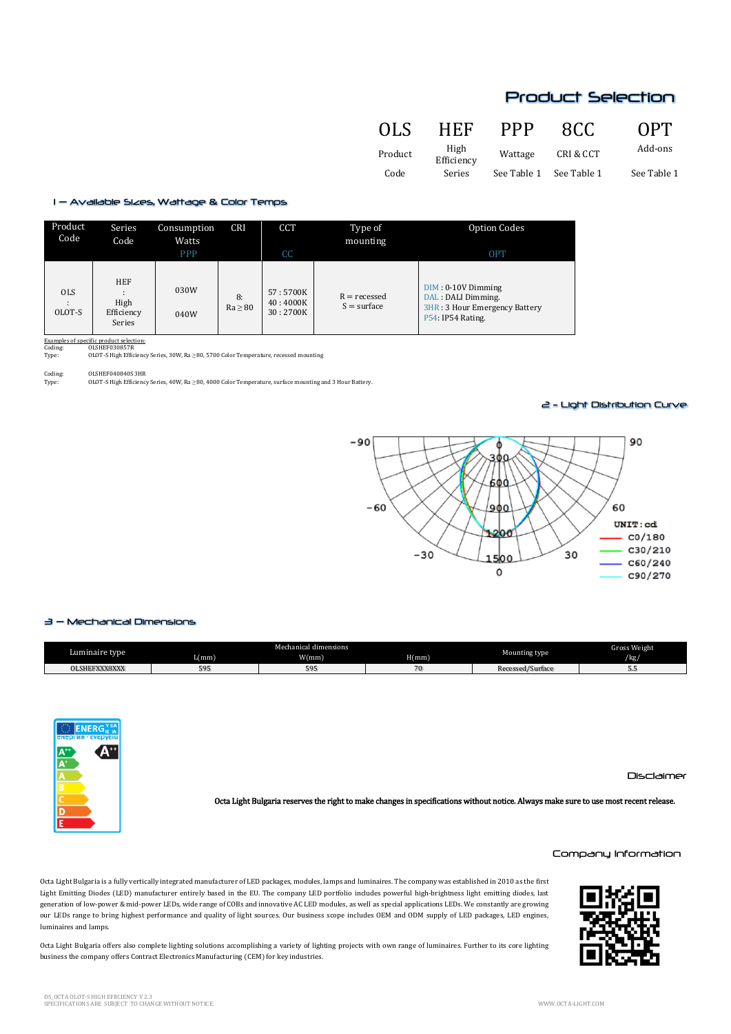## Product Selection

| OLS | HEF | PPP | 8CC | OPT |
|---|---|---|---|---|
| Product Code | High Efficiency Series | Wattage See Table 1 | CRI & CCT See Table 1 | Add-ons See Table 1 |

### I – Available Sizes, Wattage & Color Temps

| Product Code | Series Code | Consumption Watts PPP | CRI | CCT CC | Type of mounting | Option Codes OPT |
|---|---|---|---|---|---|---|
| OLS : OLOT-S | HEF : High Efficiency Series | 030W 040W | 8: Ra ≥ 80 | 57 : 5700K 40 : 4000K 30 : 2700K | R = recessed S = surface | DIM : 0-10V Dimming DAL : DALI Dimming. 3HR : 3 Hour Emergency Battery P54: IP54 Rating. |

Examples of specific product selection:

Coding: OLSHEF030857R
Type: OLOT-S High Efficiency Series, 30W, Ra ≥80, 5700 Color Temperature, recessed mounting

Coding: OLSHEF040840S 3HR
Type: OLOT-S High Efficiency Series, 40W, Ra ≥80, 4000 Color Temperature, surface mounting and 3 Hour Battery.

### 2 - Light Distribution Curve

-90
90
-60
60
-30
30
0
300
600
900
1200
1500
UNIT: cd
C0/180
C30/210
C60/240
C90/270

### 3 – Mechanical Dimensions

| Luminaire type | Mechanical dimensions L(mm) | W(mm) | H(mm) | Mounting type | Gross Weight /kg/ |
|---|---|---|---|---|---|
| OLSHEFXXX8XXX | 595 | 595 | 70 | Recessed/Surface | 5.5 |

ENERGY A++

A++
A+
A
B
C
D
E

### Disclaimer

**Octa Light Bulgaria reserves the right to make changes in specifications without notice. Always make sure to use most recent release.**

### Company Information

Octa Light Bulgaria is a fully vertically integrated manufacturer of LED packages, modules, lamps and luminaires. The company was established in 2010 as the first Light Emitting Diodes (LED) manufacturer entirely based in the EU. The company LED portfolio includes powerful high-brightness light emitting diodes, last generation of low-power & mid-power LEDs, wide range of COBs and innovative AC LED modules, as well as special applications LEDs. We constantly are growing our LEDs range to bring highest performance and quality of light sources. Our business scope includes OEM and ODM supply of LED packages, LED engines, luminaires and lamps.

Octa Light Bulgaria offers also complete lighting solutions accomplishing a variety of lighting projects with own range of luminaires. Further to its core lighting business the company offers Contract Electronics Manufacturing (CEM) for key industries.